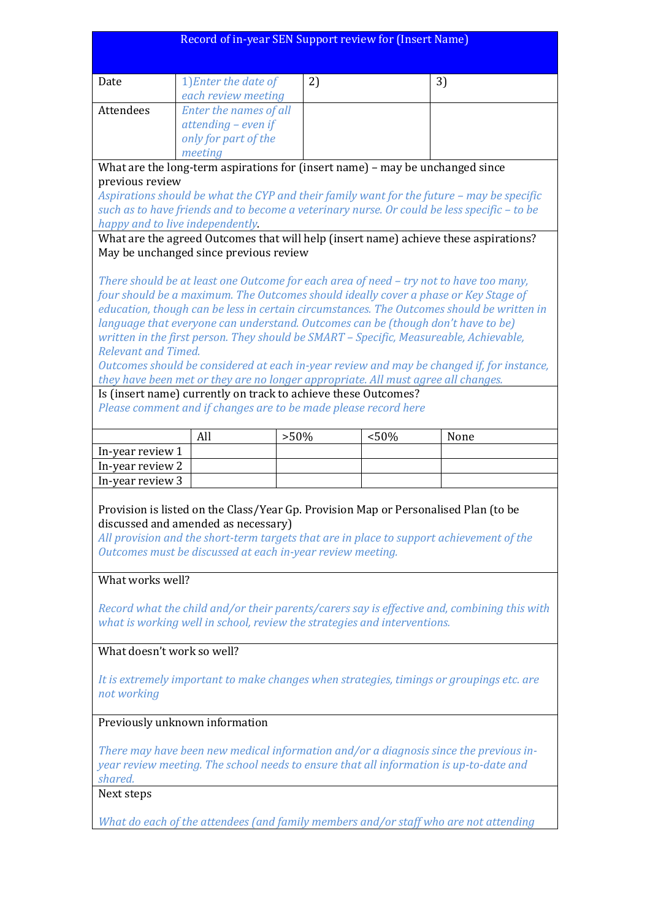# Record of in-year SEN Support review for (Insert Name)

| Date | 1)*Enter the date of each review meeting* | 2) | 3) |
|---|---|---|---|
| Attendees | *Enter the names of all attending – even if only for part of the meeting* | | |

What are the long-term aspirations for (insert name) – may be unchanged since previous review

*Aspirations should be what the CYP and their family want for the future – may be specific such as to have friends and to become a veterinary nurse. Or could be less specific – to be happy and to live independently.*

What are the agreed Outcomes that will help (insert name) achieve these aspirations? May be unchanged since previous review

*There should be at least one Outcome for each area of need – try not to have too many, four should be a maximum. The Outcomes should ideally cover a phase or Key Stage of education, though can be less in certain circumstances. The Outcomes should be written in language that everyone can understand. Outcomes can be (though don't have to be) written in the first person. They should be SMART – Specific, Measureable, Achievable, Relevant and Timed.*

*Outcomes should be considered at each in-year review and may be changed if, for instance, they have been met or they are no longer appropriate. All must agree all changes.*

Is (insert name) currently on track to achieve these Outcomes?

*Please comment and if changes are to be made please record here*

| | All | >50% | <50% | None |
|---|---|---|---|---|
| In-year review 1 | | | | |
| In-year review 2 | | | | |
| In-year review 3 | | | | |

Provision is listed on the Class/Year Gp. Provision Map or Personalised Plan (to be discussed and amended as necessary)

*All provision and the short-term targets that are in place to support achievement of the Outcomes must be discussed at each in-year review meeting.*

What works well?

*Record what the child and/or their parents/carers say is effective and, combining this with what is working well in school, review the strategies and interventions.*

What doesn't work so well?

*It is extremely important to make changes when strategies, timings or groupings etc. are not working*

Previously unknown information

*There may have been new medical information and/or a diagnosis since the previous in-year review meeting. The school needs to ensure that all information is up-to-date and shared.*

Next steps

*What do each of the attendees (and family members and/or staff who are not attending*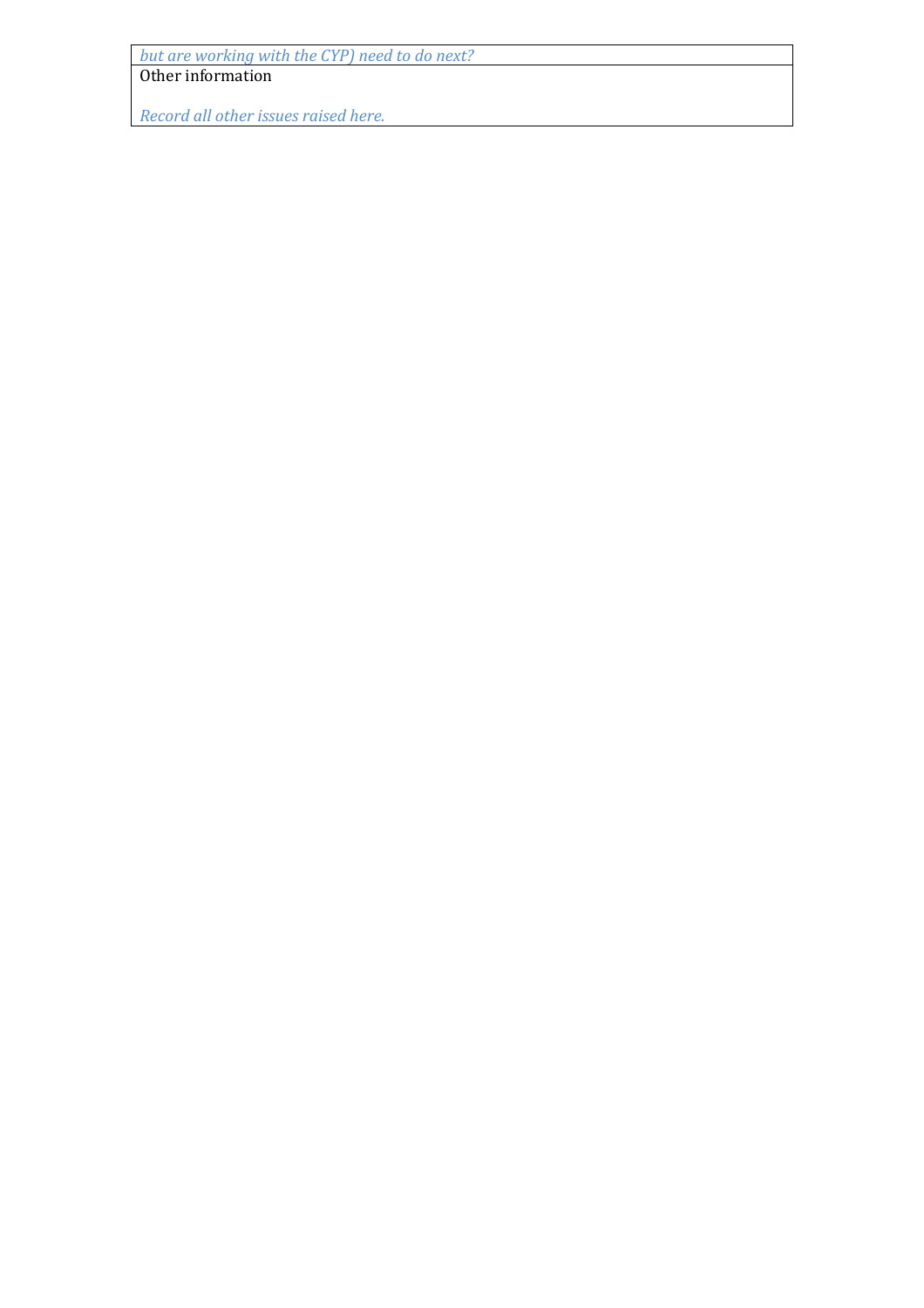| |
|---|
| *but are working with the CYP) need to do next?* |
| Other information<br><br>*Record all other issues raised here.* |